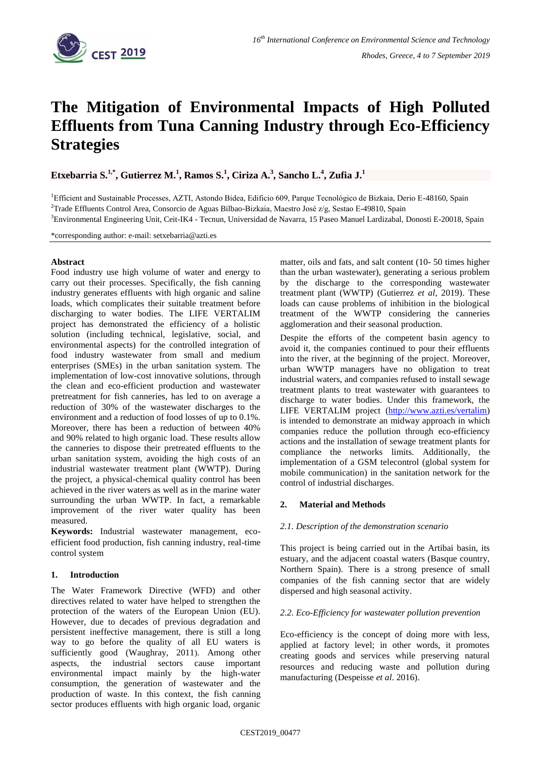# The Mitigation of Environmental Impacts of High Polluted Effluents from Tuna Canning Industry through Eco-Efficiency Strategies

**Etxebarria S.[1,*], Gutierrez M.[1], Ramos S.[1], Ciriza A.[3], Sancho L.[4], Zufia J.[1]**

[1]Efficient and Sustainable Processes, AZTI, Astondo Bidea, Edificio 609, Parque Tecnológico de Bizkaia, Derio E-48160, Spain

[2]Trade Effluents Control Area, Consorcio de Aguas Bilbao-Bizkaia, Maestro José z/g, Sestao E-49810, Spain

[3]Environmental Engineering Unit, Ceit-IK4 - Tecnun, Universidad de Navarra, 15 Paseo Manuel Lardizabal, Donosti E-20018, Spain

*corresponding author: e-mail: setxebarria@azti.es

**Abstract**

Food industry use high volume of water and energy to carry out their processes. Specifically, the fish canning industry generates effluents with high organic and saline loads, which complicates their suitable treatment before discharging to water bodies. The LIFE VERTALIM project has demonstrated the efficiency of a holistic solution (including technical, legislative, social, and environmental aspects) for the controlled integration of food industry wastewater from small and medium enterprises (SMEs) in the urban sanitation system. The implementation of low-cost innovative solutions, through the clean and eco-efficient production and wastewater pretreatment for fish canneries, has led to on average a reduction of 30% of the wastewater discharges to the environment and a reduction of food losses of up to 0.1%. Moreover, there has been a reduction of between 40% and 90% related to high organic load. These results allow the canneries to dispose their pretreated effluents to the urban sanitation system, avoiding the high costs of an industrial wastewater treatment plant (WWTP). During the project, a physical-chemical quality control has been achieved in the river waters as well as in the marine water surrounding the urban WWTP. In fact, a remarkable improvement of the river water quality has been measured.

**Keywords:** Industrial wastewater management, eco-efficient food production, fish canning industry, real-time control system

## 1. Introduction

The Water Framework Directive (WFD) and other directives related to water have helped to strengthen the protection of the waters of the European Union (EU). However, due to decades of previous degradation and persistent ineffective management, there is still a long way to go before the quality of all EU waters is sufficiently good (Waughray, 2011). Among other aspects, the industrial sectors cause important environmental impact mainly by the high-water consumption, the generation of wastewater and the production of waste. In this context, the fish canning sector produces effluents with high organic load, organic matter, oils and fats, and salt content (10- 50 times higher than the urban wastewater), generating a serious problem by the discharge to the corresponding wastewater treatment plant (WWTP) (Gutierrez *et al*, 2019). These loads can cause problems of inhibition in the biological treatment of the WWTP considering the canneries agglomeration and their seasonal production.

Despite the efforts of the competent basin agency to avoid it, the companies continued to pour their effluents into the river, at the beginning of the project. Moreover, urban WWTP managers have no obligation to treat industrial waters, and companies refused to install sewage treatment plants to treat wastewater with guarantees to discharge to water bodies. Under this framework, the LIFE VERTALIM project (http://www.azti.es/vertalim) is intended to demonstrate an midway approach in which companies reduce the pollution through eco-efficiency actions and the installation of sewage treatment plants for compliance the networks limits. Additionally, the implementation of a GSM telecontrol (global system for mobile communication) in the sanitation network for the control of industrial discharges.

## 2. Material and Methods

### *2.1. Description of the demonstration scenario*

This project is being carried out in the Artibai basin, its estuary, and the adjacent coastal waters (Basque country, Northern Spain). There is a strong presence of small companies of the fish canning sector that are widely dispersed and high seasonal activity.

### *2.2. Eco-Efficiency for wastewater pollution prevention*

Eco-efficiency is the concept of doing more with less, applied at factory level; in other words, it promotes creating goods and services while preserving natural resources and reducing waste and pollution during manufacturing (Despeisse *et al*. 2016).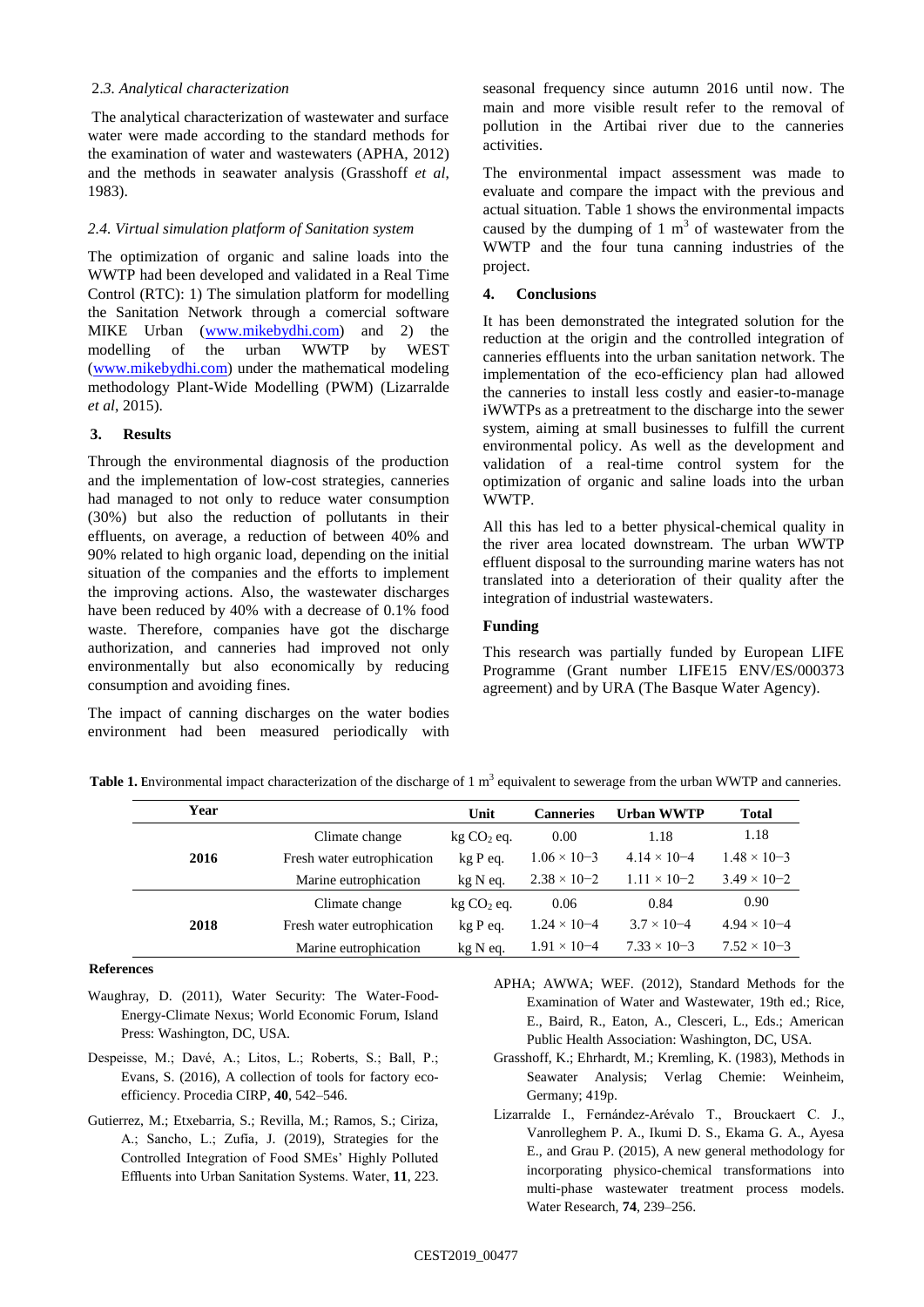### 2.3. Analytical characterization

The analytical characterization of wastewater and surface water were made according to the standard methods for the examination of water and wastewaters (APHA, 2012) and the methods in seawater analysis (Grasshoff *et al*, 1983).

### 2.4. Virtual simulation platform of Sanitation system

The optimization of organic and saline loads into the WWTP had been developed and validated in a Real Time Control (RTC): 1) The simulation platform for modelling the Sanitation Network through a comercial software MIKE Urban (www.mikebydhi.com) and 2) the modelling of the urban WWTP by WEST (www.mikebydhi.com) under the mathematical modeling methodology Plant-Wide Modelling (PWM) (Lizarralde *et al*, 2015).

## 3. Results

Through the environmental diagnosis of the production and the implementation of low-cost strategies, canneries had managed to not only to reduce water consumption (30%) but also the reduction of pollutants in their effluents, on average, a reduction of between 40% and 90% related to high organic load, depending on the initial situation of the companies and the efforts to implement the improving actions. Also, the wastewater discharges have been reduced by 40% with a decrease of 0.1% food waste. Therefore, companies have got the discharge authorization, and canneries had improved not only environmentally but also economically by reducing consumption and avoiding fines.

The impact of canning discharges on the water bodies environment had been measured periodically with seasonal frequency since autumn 2016 until now. The main and more visible result refer to the removal of pollution in the Artibai river due to the canneries activities.

The environmental impact assessment was made to evaluate and compare the impact with the previous and actual situation. Table 1 shows the environmental impacts caused by the dumping of 1 $m^3$ of wastewater from the WWTP and the four tuna canning industries of the project.

## 4. Conclusions

It has been demonstrated the integrated solution for the reduction at the origin and the controlled integration of canneries effluents into the urban sanitation network. The implementation of the eco-efficiency plan had allowed the canneries to install less costly and easier-to-manage iWWTPs as a pretreatment to the discharge into the sewer system, aiming at small businesses to fulfill the current environmental policy. As well as the development and validation of a real-time control system for the optimization of organic and saline loads into the urban WWTP.

All this has led to a better physical-chemical quality in the river area located downstream. The urban WWTP effluent disposal to the surrounding marine waters has not translated into a deterioration of their quality after the integration of industrial wastewaters.

## Funding

This research was partially funded by European LIFE Programme (Grant number LIFE15 ENV/ES/000373 agreement) and by URA (The Basque Water Agency).

**Table 1.** Environmental impact characterization of the discharge of 1 $m^3$ equivalent to sewerage from the urban WWTP and canneries.

| Year | | Unit | Canneries | Urban WWTP | Total |
|---|---|---|---|---|---|
| 2016 | Climate change | kg $CO_2$ eq. | 0.00 | 1.18 | 1.18 |
| | Fresh water eutrophication | kg P eq. | $1.06 \times 10^{-3}$ | $4.14 \times 10^{-4}$ | $1.48 \times 10^{-3}$ |
| | Marine eutrophication | kg N eq. | $2.38 \times 10^{-2}$ | $1.11 \times 10^{-2}$ | $3.49 \times 10^{-2}$ |
| 2018 | Climate change | kg $CO_2$ eq. | 0.06 | 0.84 | 0.90 |
| | Fresh water eutrophication | kg P eq. | $1.24 \times 10^{-4}$ | $3.7 \times 10^{-4}$ | $4.94 \times 10^{-4}$ |
| | Marine eutrophication | kg N eq. | $1.91 \times 10^{-4}$ | $7.33 \times 10^{-3}$ | $7.52 \times 10^{-3}$ |

## References

Waughray, D. (2011), Water Security: The Water-Food-Energy-Climate Nexus; World Economic Forum, Island Press: Washington, DC, USA.

Despeisse, M.; Davé, A.; Litos, L.; Roberts, S.; Ball, P.; Evans, S. (2016), A collection of tools for factory eco-efficiency. Procedia CIRP, **40**, 542–546.

Gutierrez, M.; Etxebarria, S.; Revilla, M.; Ramos, S.; Ciriza, A.; Sancho, L.; Zufía, J. (2019), Strategies for the Controlled Integration of Food SMEs' Highly Polluted Effluents into Urban Sanitation Systems. Water, **11**, 223.

APHA; AWWA; WEF. (2012), Standard Methods for the Examination of Water and Wastewater, 19th ed.; Rice, E., Baird, R., Eaton, A., Clesceri, L., Eds.; American Public Health Association: Washington, DC, USA.

Grasshoff, K.; Ehrhardt, M.; Kremling, K. (1983), Methods in Seawater Analysis; Verlag Chemie: Weinheim, Germany; 419p.

Lizarralde I., Fernández-Arévalo T., Brouckaert C. J., Vanrolleghem P. A., Ikumi D. S., Ekama G. A., Ayesa E., and Grau P. (2015), A new general methodology for incorporating physico-chemical transformations into multi-phase wastewater treatment process models. Water Research, **74**, 239–256.